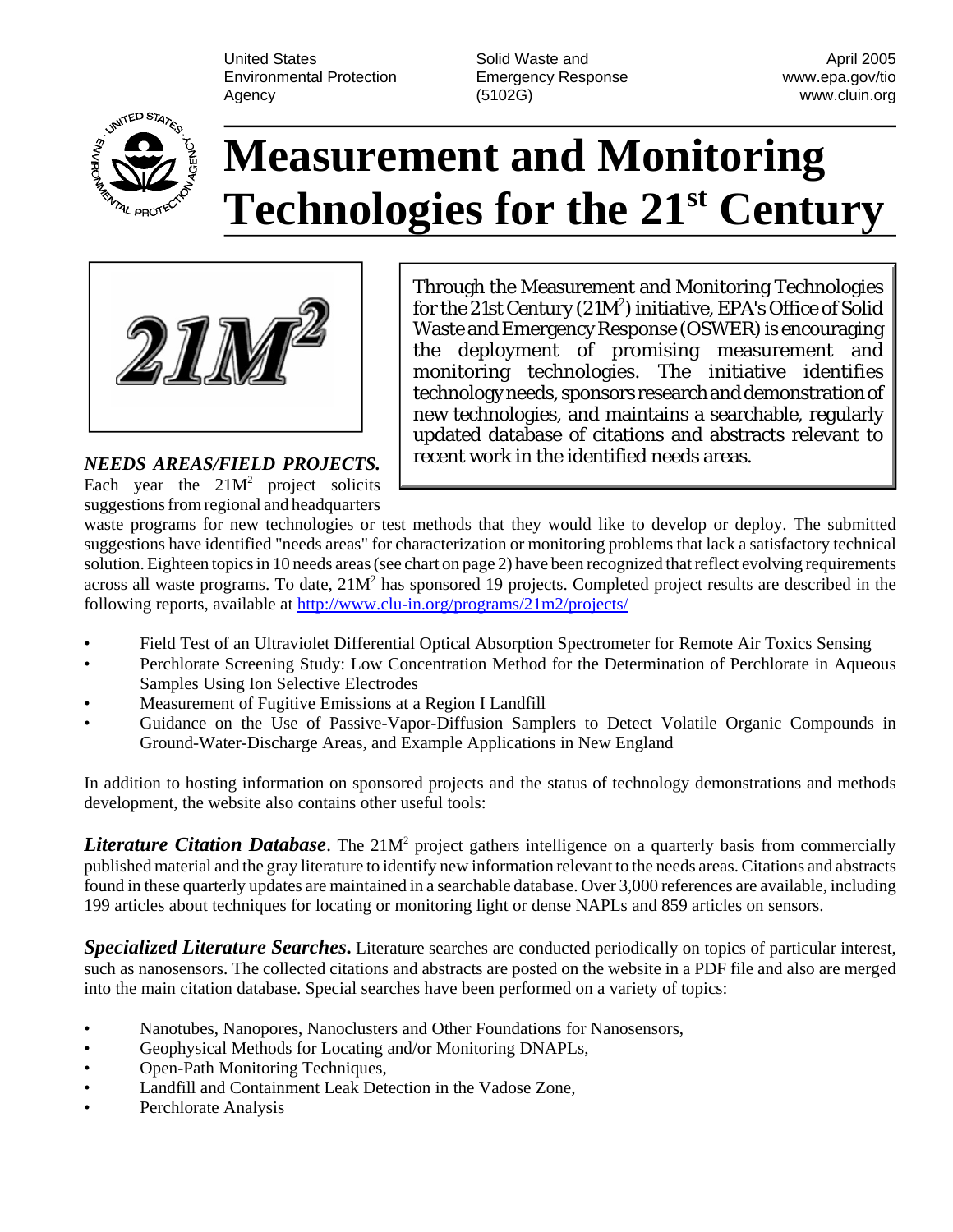United States Environmental Protection Agency

Solid Waste and Emergency Response (5102G)

April 2005
www.epa.gov/tio
www.cluin.org

# Measurement and Monitoring Technologies for the 21st Century

21M²

Through the Measurement and Monitoring Technologies for the 21st Century (21M²) initiative, EPA's Office of Solid Waste and Emergency Response (OSWER) is encouraging the deployment of promising measurement and monitoring technologies. The initiative identifies technology needs, sponsors research and demonstration of new technologies, and maintains a searchable, regularly updated database of citations and abstracts relevant to recent work in the identified needs areas.

***NEEDS AREAS/FIELD PROJECTS.*** Each year the 21M² project solicits suggestions from regional and headquarters waste programs for new technologies or test methods that they would like to develop or deploy. The submitted suggestions have identified "needs areas" for characterization or monitoring problems that lack a satisfactory technical solution. Eighteen topics in 10 needs areas (see chart on page 2) have been recognized that reflect evolving requirements across all waste programs. To date, 21M² has sponsored 19 projects. Completed project results are described in the following reports, available at http://www.clu-in.org/programs/21m2/projects/

- Field Test of an Ultraviolet Differential Optical Absorption Spectrometer for Remote Air Toxics Sensing
- Perchlorate Screening Study: Low Concentration Method for the Determination of Perchlorate in Aqueous Samples Using Ion Selective Electrodes
- Measurement of Fugitive Emissions at a Region I Landfill
- Guidance on the Use of Passive-Vapor-Diffusion Samplers to Detect Volatile Organic Compounds in Ground-Water-Discharge Areas, and Example Applications in New England

In addition to hosting information on sponsored projects and the status of technology demonstrations and methods development, the website also contains other useful tools:

***Literature Citation Database***. The 21M² project gathers intelligence on a quarterly basis from commercially published material and the gray literature to identify new information relevant to the needs areas. Citations and abstracts found in these quarterly updates are maintained in a searchable database. Over 3,000 references are available, including 199 articles about techniques for locating or monitoring light or dense NAPLs and 859 articles on sensors.

***Specialized Literature Searches.*** Literature searches are conducted periodically on topics of particular interest, such as nanosensors. The collected citations and abstracts are posted on the website in a PDF file and also are merged into the main citation database. Special searches have been performed on a variety of topics:

- Nanotubes, Nanopores, Nanoclusters and Other Foundations for Nanosensors,
- Geophysical Methods for Locating and/or Monitoring DNAPLs,
- Open-Path Monitoring Techniques,
- Landfill and Containment Leak Detection in the Vadose Zone,
- Perchlorate Analysis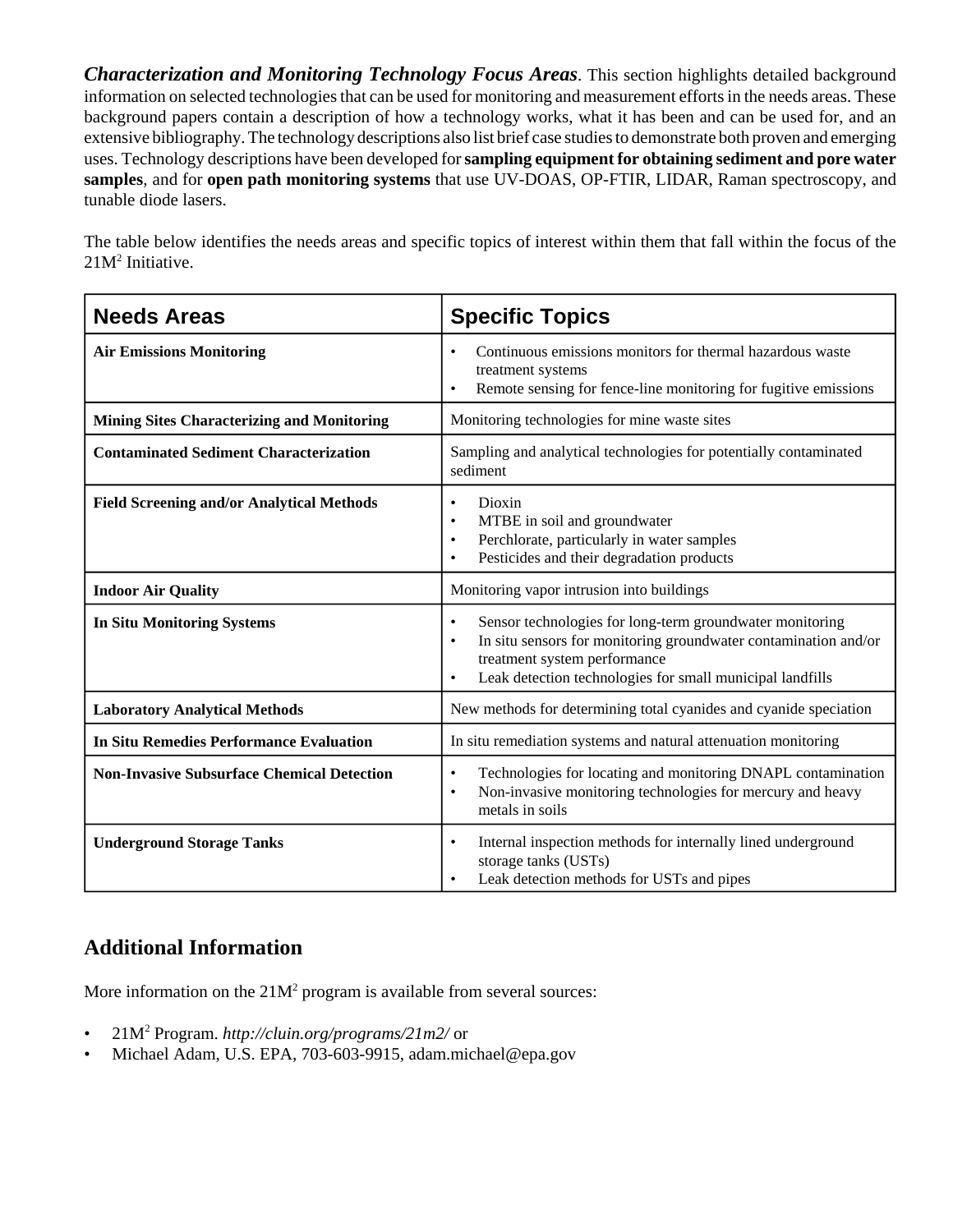***Characterization and Monitoring Technology Focus Areas***. This section highlights detailed background information on selected technologies that can be used for monitoring and measurement efforts in the needs areas. These background papers contain a description of how a technology works, what it has been and can be used for, and an extensive bibliography. The technology descriptions also list brief case studies to demonstrate both proven and emerging uses. Technology descriptions have been developed for **sampling equipment for obtaining sediment and pore water samples**, and for **open path monitoring systems** that use UV-DOAS, OP-FTIR, LIDAR, Raman spectroscopy, and tunable diode lasers.

The table below identifies the needs areas and specific topics of interest within them that fall within the focus of the 21M$^2$ Initiative.

| Needs Areas | Specific Topics |
|---|---|
| **Air Emissions Monitoring** | • Continuous emissions monitors for thermal hazardous waste treatment systems<br>• Remote sensing for fence-line monitoring for fugitive emissions |
| **Mining Sites Characterizing and Monitoring** | Monitoring technologies for mine waste sites |
| **Contaminated Sediment Characterization** | Sampling and analytical technologies for potentially contaminated sediment |
| **Field Screening and/or Analytical Methods** | • Dioxin<br>• MTBE in soil and groundwater<br>• Perchlorate, particularly in water samples<br>• Pesticides and their degradation products |
| **Indoor Air Quality** | Monitoring vapor intrusion into buildings |
| **In Situ Monitoring Systems** | • Sensor technologies for long-term groundwater monitoring<br>• In situ sensors for monitoring groundwater contamination and/or treatment system performance<br>• Leak detection technologies for small municipal landfills |
| **Laboratory Analytical Methods** | New methods for determining total cyanides and cyanide speciation |
| **In Situ Remedies Performance Evaluation** | In situ remediation systems and natural attenuation monitoring |
| **Non-Invasive Subsurface Chemical Detection** | • Technologies for locating and monitoring DNAPL contamination<br>• Non-invasive monitoring technologies for mercury and heavy metals in soils |
| **Underground Storage Tanks** | • Internal inspection methods for internally lined underground storage tanks (USTs)<br>• Leak detection methods for USTs and pipes |

## Additional Information

More information on the 21M$^2$ program is available from several sources:

- 21M$^2$ Program. *http://cluin.org/programs/21m2/* or
- Michael Adam, U.S. EPA, 703-603-9915, adam.michael@epa.gov